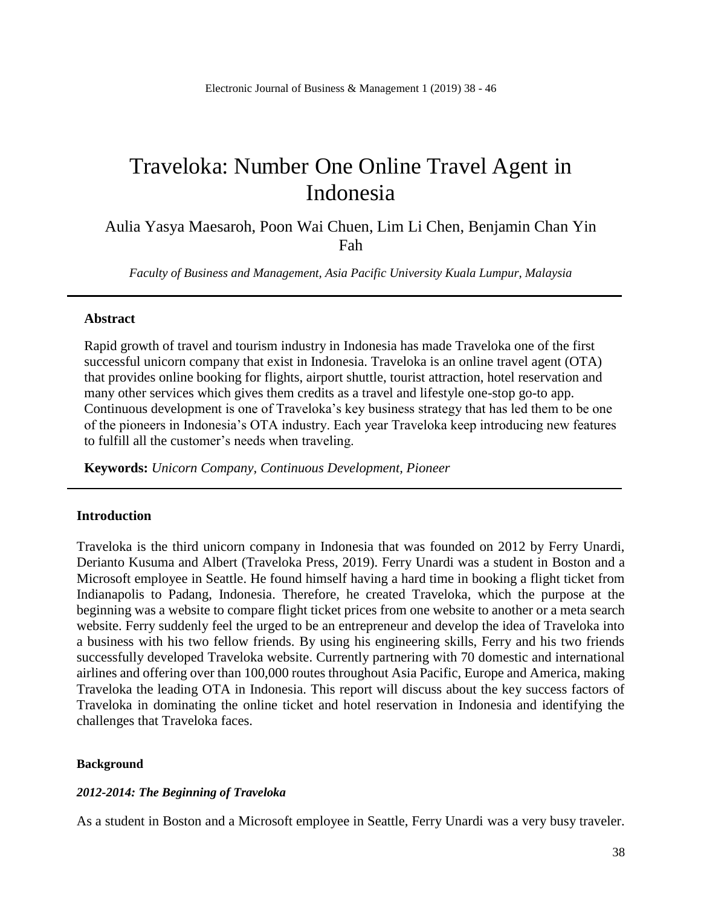# Traveloka: Number One Online Travel Agent in Indonesia

Aulia Yasya Maesaroh, Poon Wai Chuen, Lim Li Chen, Benjamin Chan Yin Fah

*Faculty of Business and Management, Asia Pacific University Kuala Lumpur, Malaysia*

---

## Abstract

Rapid growth of travel and tourism industry in Indonesia has made Traveloka one of the first successful unicorn company that exist in Indonesia. Traveloka is an online travel agent (OTA) that provides online booking for flights, airport shuttle, tourist attraction, hotel reservation and many other services which gives them credits as a travel and lifestyle one-stop go-to app. Continuous development is one of Traveloka's key business strategy that has led them to be one of the pioneers in Indonesia's OTA industry. Each year Traveloka keep introducing new features to fulfill all the customer's needs when traveling.

**Keywords:** *Unicorn Company, Continuous Development, Pioneer*

---

## Introduction

Traveloka is the third unicorn company in Indonesia that was founded on 2012 by Ferry Unardi, Derianto Kusuma and Albert (Traveloka Press, 2019). Ferry Unardi was a student in Boston and a Microsoft employee in Seattle. He found himself having a hard time in booking a flight ticket from Indianapolis to Padang, Indonesia. Therefore, he created Traveloka, which the purpose at the beginning was a website to compare flight ticket prices from one website to another or a meta search website. Ferry suddenly feel the urged to be an entrepreneur and develop the idea of Traveloka into a business with his two fellow friends. By using his engineering skills, Ferry and his two friends successfully developed Traveloka website. Currently partnering with 70 domestic and international airlines and offering over than 100,000 routes throughout Asia Pacific, Europe and America, making Traveloka the leading OTA in Indonesia. This report will discuss about the key success factors of Traveloka in dominating the online ticket and hotel reservation in Indonesia and identifying the challenges that Traveloka faces.

### Background

#### *2012-2014: The Beginning of Traveloka*

As a student in Boston and a Microsoft employee in Seattle, Ferry Unardi was a very busy traveler.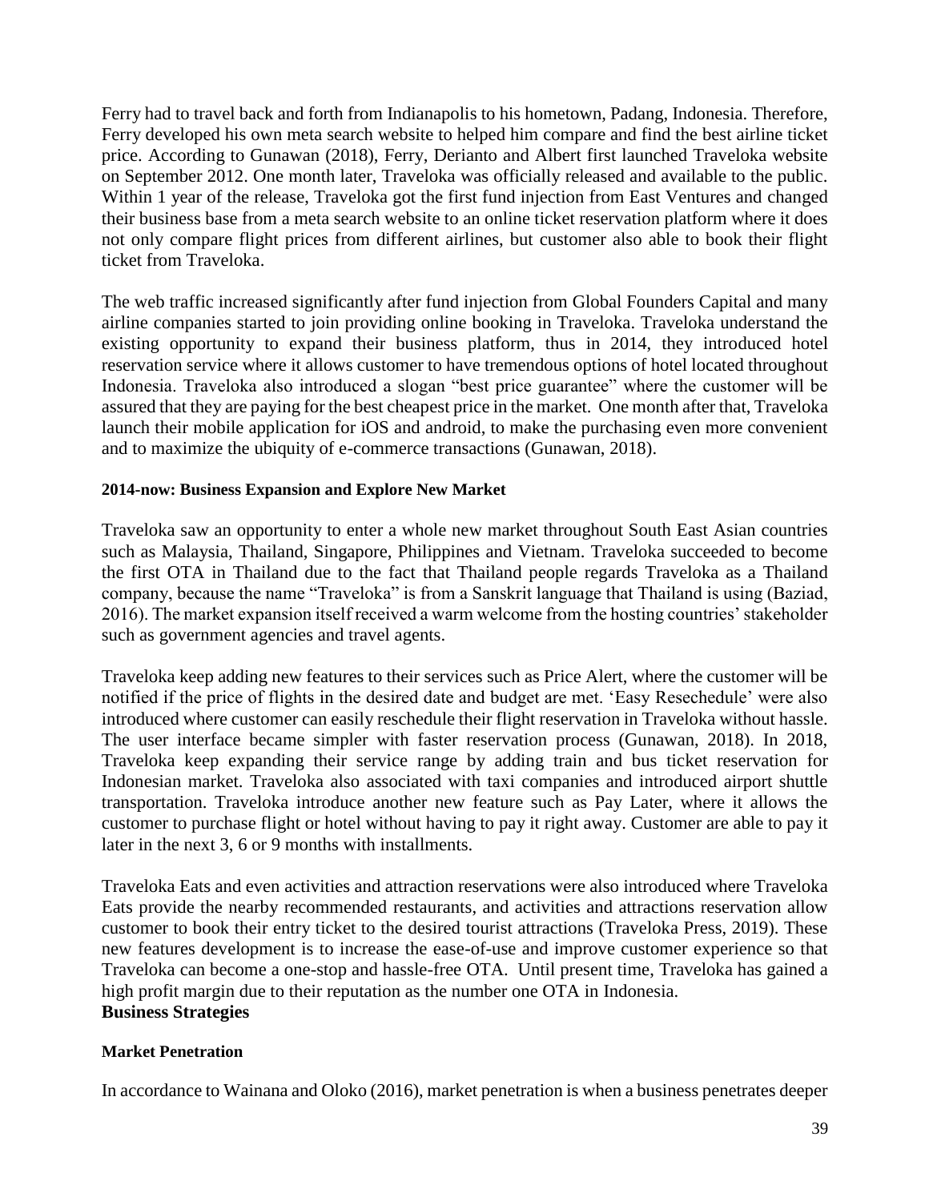Ferry had to travel back and forth from Indianapolis to his hometown, Padang, Indonesia. Therefore, Ferry developed his own meta search website to helped him compare and find the best airline ticket price. According to Gunawan (2018), Ferry, Derianto and Albert first launched Traveloka website on September 2012. One month later, Traveloka was officially released and available to the public. Within 1 year of the release, Traveloka got the first fund injection from East Ventures and changed their business base from a meta search website to an online ticket reservation platform where it does not only compare flight prices from different airlines, but customer also able to book their flight ticket from Traveloka.

The web traffic increased significantly after fund injection from Global Founders Capital and many airline companies started to join providing online booking in Traveloka. Traveloka understand the existing opportunity to expand their business platform, thus in 2014, they introduced hotel reservation service where it allows customer to have tremendous options of hotel located throughout Indonesia. Traveloka also introduced a slogan "best price guarantee" where the customer will be assured that they are paying for the best cheapest price in the market. One month after that, Traveloka launch their mobile application for iOS and android, to make the purchasing even more convenient and to maximize the ubiquity of e-commerce transactions (Gunawan, 2018).

**2014-now: Business Expansion and Explore New Market**

Traveloka saw an opportunity to enter a whole new market throughout South East Asian countries such as Malaysia, Thailand, Singapore, Philippines and Vietnam. Traveloka succeeded to become the first OTA in Thailand due to the fact that Thailand people regards Traveloka as a Thailand company, because the name "Traveloka" is from a Sanskrit language that Thailand is using (Baziad, 2016). The market expansion itself received a warm welcome from the hosting countries' stakeholder such as government agencies and travel agents.

Traveloka keep adding new features to their services such as Price Alert, where the customer will be notified if the price of flights in the desired date and budget are met. 'Easy Resechedule' were also introduced where customer can easily reschedule their flight reservation in Traveloka without hassle. The user interface became simpler with faster reservation process (Gunawan, 2018). In 2018, Traveloka keep expanding their service range by adding train and bus ticket reservation for Indonesian market. Traveloka also associated with taxi companies and introduced airport shuttle transportation. Traveloka introduce another new feature such as Pay Later, where it allows the customer to purchase flight or hotel without having to pay it right away. Customer are able to pay it later in the next 3, 6 or 9 months with installments.

Traveloka Eats and even activities and attraction reservations were also introduced where Traveloka Eats provide the nearby recommended restaurants, and activities and attractions reservation allow customer to book their entry ticket to the desired tourist attractions (Traveloka Press, 2019). These new features development is to increase the ease-of-use and improve customer experience so that Traveloka can become a one-stop and hassle-free OTA. Until present time, Traveloka has gained a high profit margin due to their reputation as the number one OTA in Indonesia.

## Business Strategies

**Market Penetration**

In accordance to Wainana and Oloko (2016), market penetration is when a business penetrates deeper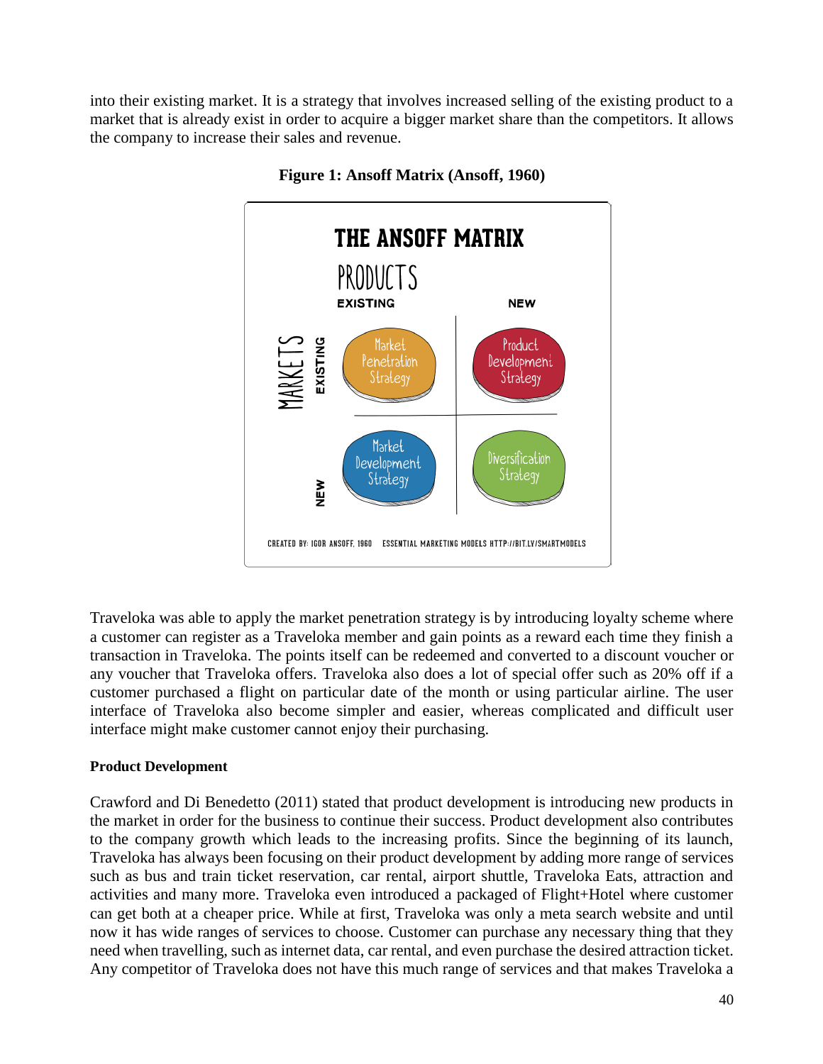into their existing market. It is a strategy that involves increased selling of the existing product to a market that is already exist in order to acquire a bigger market share than the competitors. It allows the company to increase their sales and revenue.

**Figure 1: Ansoff Matrix (Ansoff, 1960)**

Traveloka was able to apply the market penetration strategy is by introducing loyalty scheme where a customer can register as a Traveloka member and gain points as a reward each time they finish a transaction in Traveloka. The points itself can be redeemed and converted to a discount voucher or any voucher that Traveloka offers. Traveloka also does a lot of special offer such as 20% off if a customer purchased a flight on particular date of the month or using particular airline. The user interface of Traveloka also become simpler and easier, whereas complicated and difficult user interface might make customer cannot enjoy their purchasing.

**Product Development**

Crawford and Di Benedetto (2011) stated that product development is introducing new products in the market in order for the business to continue their success. Product development also contributes to the company growth which leads to the increasing profits. Since the beginning of its launch, Traveloka has always been focusing on their product development by adding more range of services such as bus and train ticket reservation, car rental, airport shuttle, Traveloka Eats, attraction and activities and many more. Traveloka even introduced a packaged of Flight+Hotel where customer can get both at a cheaper price. While at first, Traveloka was only a meta search website and until now it has wide ranges of services to choose. Customer can purchase any necessary thing that they need when travelling, such as internet data, car rental, and even purchase the desired attraction ticket. Any competitor of Traveloka does not have this much range of services and that makes Traveloka a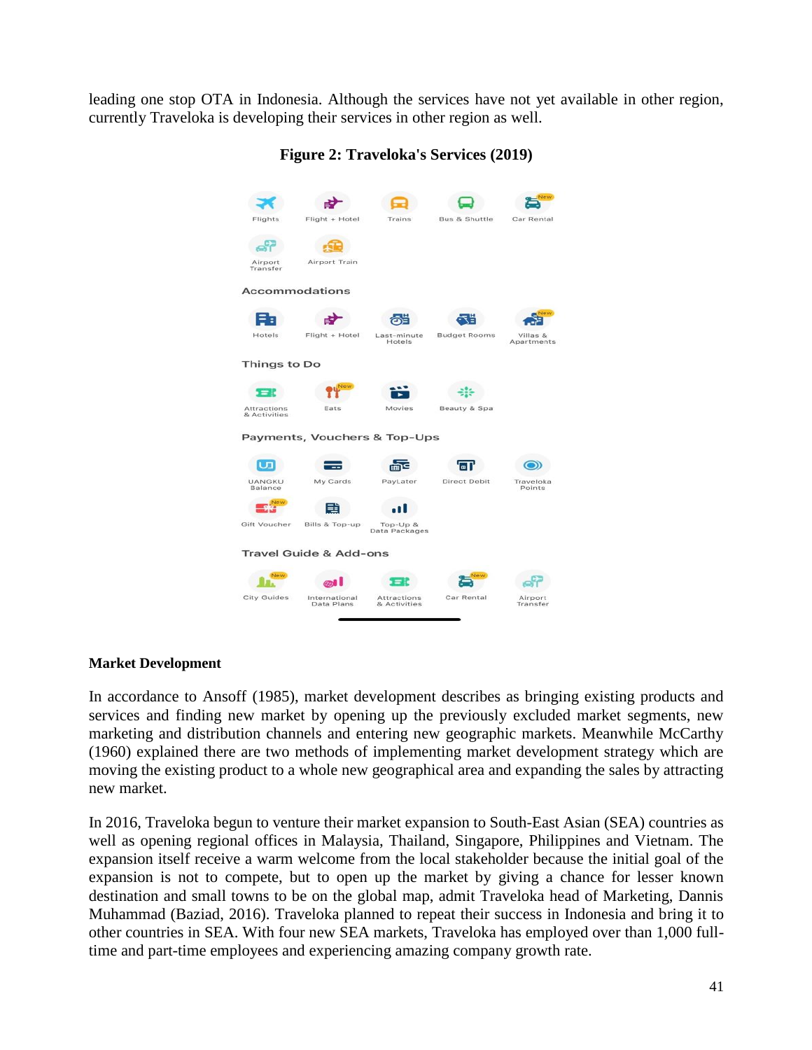leading one stop OTA in Indonesia. Although the services have not yet available in other region, currently Traveloka is developing their services in other region as well.

**Figure 2: Traveloka's Services (2019)**

Flights | Flight + Hotel | Trains | Bus & Shuttle | Car Rental
Airport Transfer | Airport Train

Accommodations

Hotels | Flight + Hotel | Last-minute Hotels | Budget Rooms | Villas & Apartments

Things to Do

Attractions & Activities | Eats | Movies | Beauty & Spa

Payments, Vouchers & Top-Ups

UANGKU Balance | My Cards | PayLater | Direct Debit | Traveloka Points
Gift Voucher | Bills & Top-up | Top-Up & Data Packages

Travel Guide & Add-ons

City Guides | International Data Plans | Attractions & Activities | Car Rental | Airport Transfer

**Market Development**

In accordance to Ansoff (1985), market development describes as bringing existing products and services and finding new market by opening up the previously excluded market segments, new marketing and distribution channels and entering new geographic markets. Meanwhile McCarthy (1960) explained there are two methods of implementing market development strategy which are moving the existing product to a whole new geographical area and expanding the sales by attracting new market.

In 2016, Traveloka begun to venture their market expansion to South-East Asian (SEA) countries as well as opening regional offices in Malaysia, Thailand, Singapore, Philippines and Vietnam. The expansion itself receive a warm welcome from the local stakeholder because the initial goal of the expansion is not to compete, but to open up the market by giving a chance for lesser known destination and small towns to be on the global map, admit Traveloka head of Marketing, Dannis Muhammad (Baziad, 2016). Traveloka planned to repeat their success in Indonesia and bring it to other countries in SEA. With four new SEA markets, Traveloka has employed over than 1,000 full-time and part-time employees and experiencing amazing company growth rate.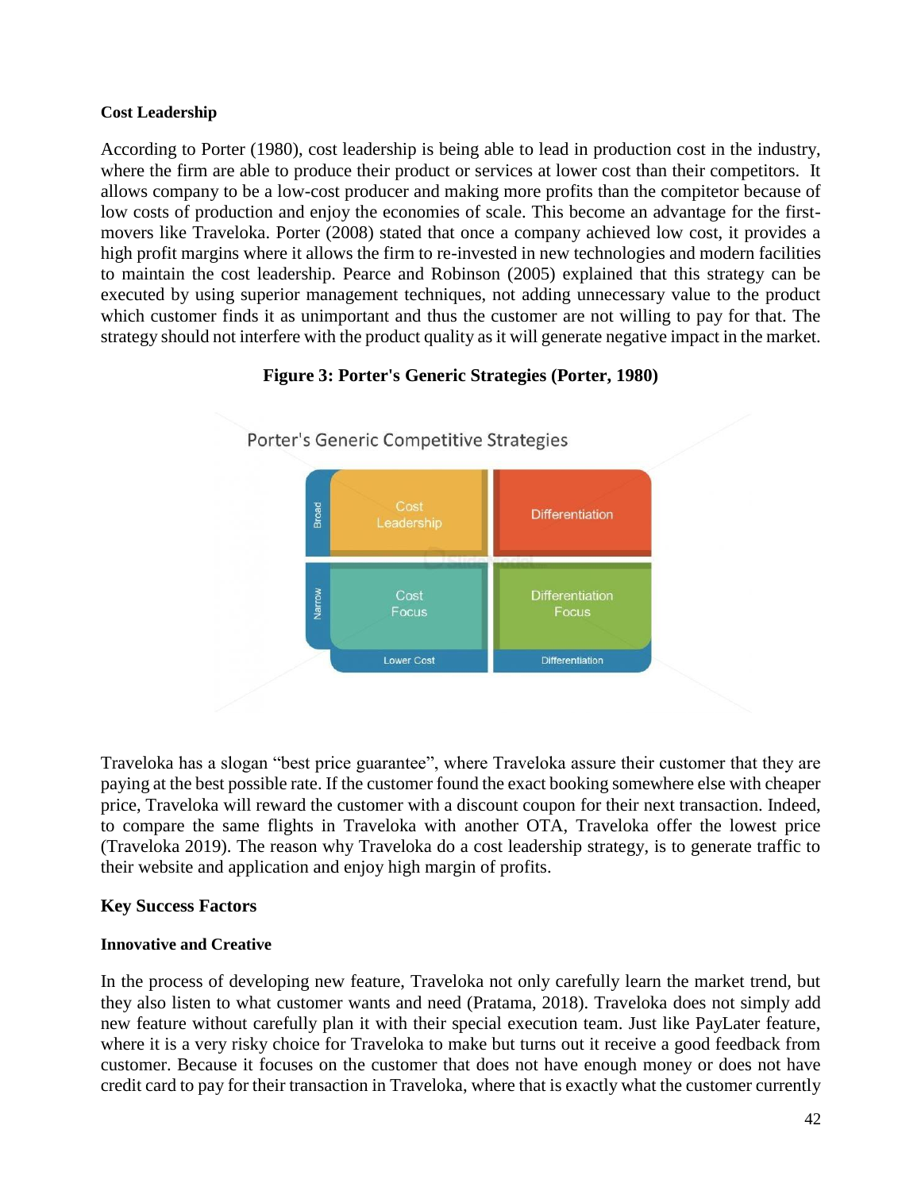**Cost Leadership**

According to Porter (1980), cost leadership is being able to lead in production cost in the industry, where the firm are able to produce their product or services at lower cost than their competitors. It allows company to be a low-cost producer and making more profits than the compitetor because of low costs of production and enjoy the economies of scale. This become an advantage for the first-movers like Traveloka. Porter (2008) stated that once a company achieved low cost, it provides a high profit margins where it allows the firm to re-invested in new technologies and modern facilities to maintain the cost leadership. Pearce and Robinson (2005) explained that this strategy can be executed by using superior management techniques, not adding unnecessary value to the product which customer finds it as unimportant and thus the customer are not willing to pay for that. The strategy should not interfere with the product quality as it will generate negative impact in the market.

**Figure 3: Porter's Generic Strategies (Porter, 1980)**

Porter's Generic Competitive Strategies

| | Lower Cost | Differentiation |
| --- | --- | --- |
| Broad | Cost Leadership | Differentiation |
| Narrow | Cost Focus | Differentiation Focus |

Traveloka has a slogan "best price guarantee", where Traveloka assure their customer that they are paying at the best possible rate. If the customer found the exact booking somewhere else with cheaper price, Traveloka will reward the customer with a discount coupon for their next transaction. Indeed, to compare the same flights in Traveloka with another OTA, Traveloka offer the lowest price (Traveloka 2019). The reason why Traveloka do a cost leadership strategy, is to generate traffic to their website and application and enjoy high margin of profits.

**Key Success Factors**

**Innovative and Creative**

In the process of developing new feature, Traveloka not only carefully learn the market trend, but they also listen to what customer wants and need (Pratama, 2018). Traveloka does not simply add new feature without carefully plan it with their special execution team. Just like PayLater feature, where it is a very risky choice for Traveloka to make but turns out it receive a good feedback from customer. Because it focuses on the customer that does not have enough money or does not have credit card to pay for their transaction in Traveloka, where that is exactly what the customer currently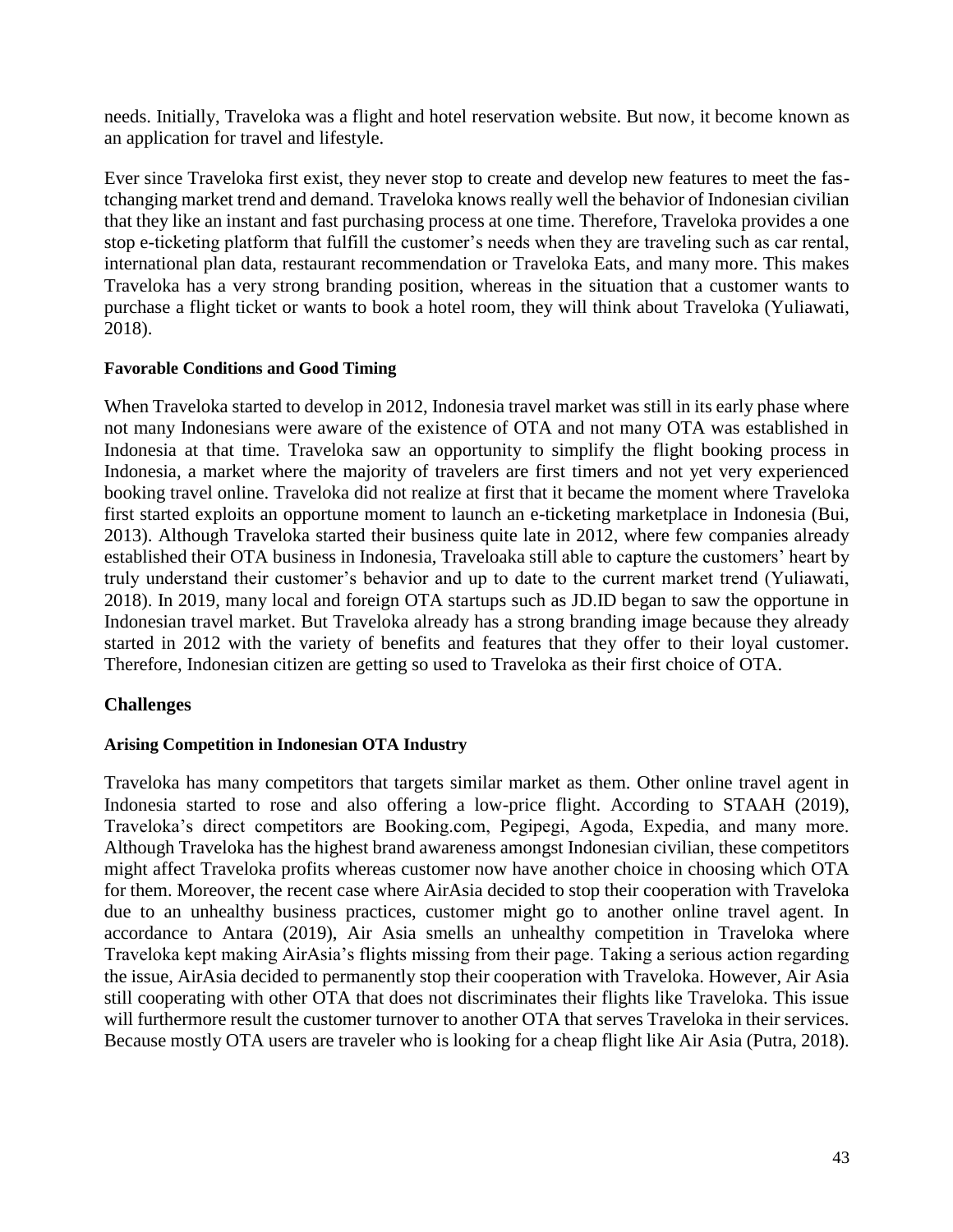needs. Initially, Traveloka was a flight and hotel reservation website. But now, it become known as an application for travel and lifestyle.

Ever since Traveloka first exist, they never stop to create and develop new features to meet the fas-tchanging market trend and demand. Traveloka knows really well the behavior of Indonesian civilian that they like an instant and fast purchasing process at one time. Therefore, Traveloka provides a one stop e-ticketing platform that fulfill the customer's needs when they are traveling such as car rental, international plan data, restaurant recommendation or Traveloka Eats, and many more. This makes Traveloka has a very strong branding position, whereas in the situation that a customer wants to purchase a flight ticket or wants to book a hotel room, they will think about Traveloka (Yuliawati, 2018).

#### Favorable Conditions and Good Timing

When Traveloka started to develop in 2012, Indonesia travel market was still in its early phase where not many Indonesians were aware of the existence of OTA and not many OTA was established in Indonesia at that time. Traveloka saw an opportunity to simplify the flight booking process in Indonesia, a market where the majority of travelers are first timers and not yet very experienced booking travel online. Traveloka did not realize at first that it became the moment where Traveloka first started exploits an opportune moment to launch an e-ticketing marketplace in Indonesia (Bui, 2013). Although Traveloka started their business quite late in 2012, where few companies already established their OTA business in Indonesia, Traveloaka still able to capture the customers' heart by truly understand their customer's behavior and up to date to the current market trend (Yuliawati, 2018). In 2019, many local and foreign OTA startups such as JD.ID began to saw the opportune in Indonesian travel market. But Traveloka already has a strong branding image because they already started in 2012 with the variety of benefits and features that they offer to their loyal customer. Therefore, Indonesian citizen are getting so used to Traveloka as their first choice of OTA.

### Challenges

#### Arising Competition in Indonesian OTA Industry

Traveloka has many competitors that targets similar market as them. Other online travel agent in Indonesia started to rose and also offering a low-price flight. According to STAAH (2019), Traveloka's direct competitors are Booking.com, Pegipegi, Agoda, Expedia, and many more. Although Traveloka has the highest brand awareness amongst Indonesian civilian, these competitors might affect Traveloka profits whereas customer now have another choice in choosing which OTA for them. Moreover, the recent case where AirAsia decided to stop their cooperation with Traveloka due to an unhealthy business practices, customer might go to another online travel agent. In accordance to Antara (2019), Air Asia smells an unhealthy competition in Traveloka where Traveloka kept making AirAsia's flights missing from their page. Taking a serious action regarding the issue, AirAsia decided to permanently stop their cooperation with Traveloka. However, Air Asia still cooperating with other OTA that does not discriminates their flights like Traveloka. This issue will furthermore result the customer turnover to another OTA that serves Traveloka in their services. Because mostly OTA users are traveler who is looking for a cheap flight like Air Asia (Putra, 2018).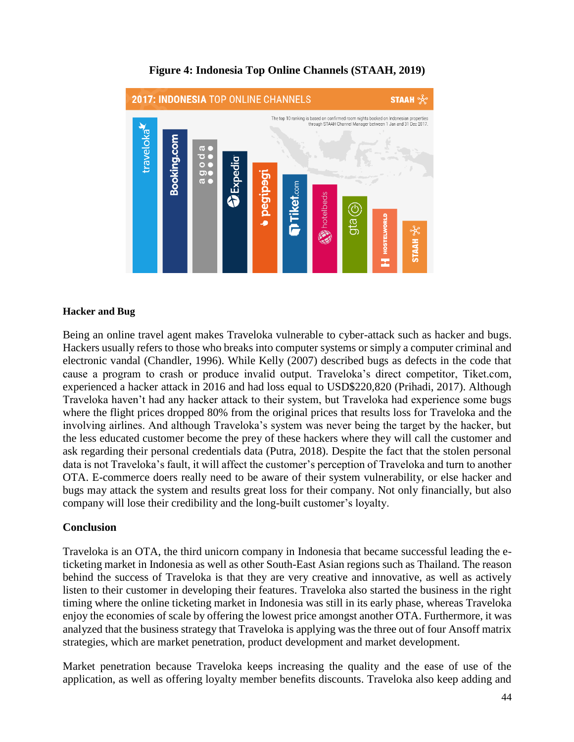**Figure 4: Indonesia Top Online Channels (STAAH, 2019)**

**Hacker and Bug**

Being an online travel agent makes Traveloka vulnerable to cyber-attack such as hacker and bugs. Hackers usually refers to those who breaks into computer systems or simply a computer criminal and electronic vandal (Chandler, 1996). While Kelly (2007) described bugs as defects in the code that cause a program to crash or produce invalid output. Traveloka's direct competitor, Tiket.com, experienced a hacker attack in 2016 and had loss equal to USD$220,820 (Prihadi, 2017). Although Traveloka haven't had any hacker attack to their system, but Traveloka had experience some bugs where the flight prices dropped 80% from the original prices that results loss for Traveloka and the involving airlines. And although Traveloka's system was never being the target by the hacker, but the less educated customer become the prey of these hackers where they will call the customer and ask regarding their personal credentials data (Putra, 2018). Despite the fact that the stolen personal data is not Traveloka's fault, it will affect the customer's perception of Traveloka and turn to another OTA. E-commerce doers really need to be aware of their system vulnerability, or else hacker and bugs may attack the system and results great loss for their company. Not only financially, but also company will lose their credibility and the long-built customer's loyalty.

**Conclusion**

Traveloka is an OTA, the third unicorn company in Indonesia that became successful leading the e-ticketing market in Indonesia as well as other South-East Asian regions such as Thailand. The reason behind the success of Traveloka is that they are very creative and innovative, as well as actively listen to their customer in developing their features. Traveloka also started the business in the right timing where the online ticketing market in Indonesia was still in its early phase, whereas Traveloka enjoy the economies of scale by offering the lowest price amongst another OTA. Furthermore, it was analyzed that the business strategy that Traveloka is applying was the three out of four Ansoff matrix strategies, which are market penetration, product development and market development.

Market penetration because Traveloka keeps increasing the quality and the ease of use of the application, as well as offering loyalty member benefits discounts. Traveloka also keep adding and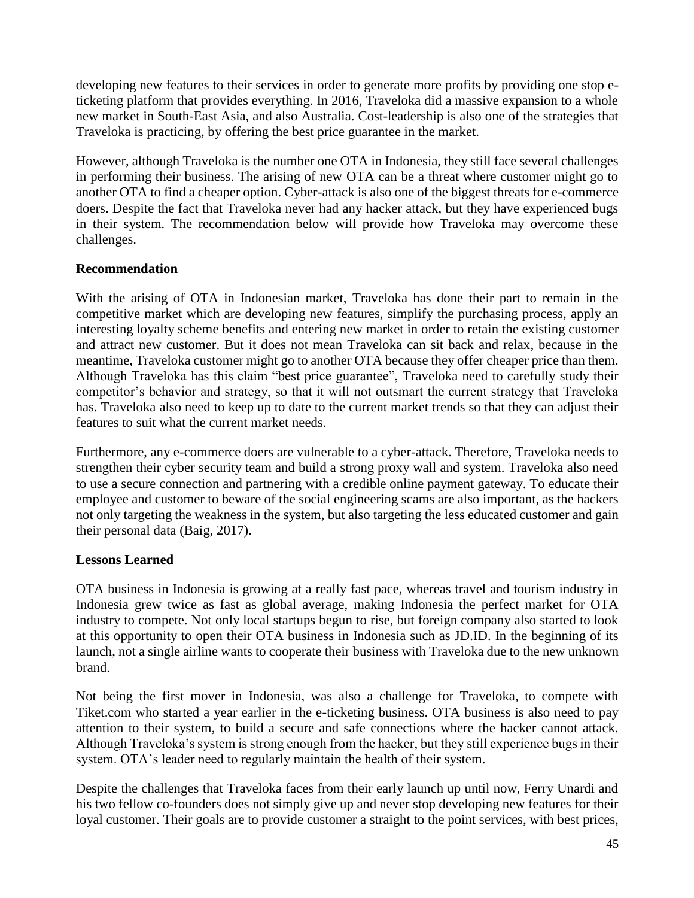developing new features to their services in order to generate more profits by providing one stop e-ticketing platform that provides everything. In 2016, Traveloka did a massive expansion to a whole new market in South-East Asia, and also Australia. Cost-leadership is also one of the strategies that Traveloka is practicing, by offering the best price guarantee in the market.

However, although Traveloka is the number one OTA in Indonesia, they still face several challenges in performing their business. The arising of new OTA can be a threat where customer might go to another OTA to find a cheaper option. Cyber-attack is also one of the biggest threats for e-commerce doers. Despite the fact that Traveloka never had any hacker attack, but they have experienced bugs in their system. The recommendation below will provide how Traveloka may overcome these challenges.

**Recommendation**

With the arising of OTA in Indonesian market, Traveloka has done their part to remain in the competitive market which are developing new features, simplify the purchasing process, apply an interesting loyalty scheme benefits and entering new market in order to retain the existing customer and attract new customer. But it does not mean Traveloka can sit back and relax, because in the meantime, Traveloka customer might go to another OTA because they offer cheaper price than them. Although Traveloka has this claim "best price guarantee", Traveloka need to carefully study their competitor's behavior and strategy, so that it will not outsmart the current strategy that Traveloka has. Traveloka also need to keep up to date to the current market trends so that they can adjust their features to suit what the current market needs.

Furthermore, any e-commerce doers are vulnerable to a cyber-attack. Therefore, Traveloka needs to strengthen their cyber security team and build a strong proxy wall and system. Traveloka also need to use a secure connection and partnering with a credible online payment gateway. To educate their employee and customer to beware of the social engineering scams are also important, as the hackers not only targeting the weakness in the system, but also targeting the less educated customer and gain their personal data (Baig, 2017).

**Lessons Learned**

OTA business in Indonesia is growing at a really fast pace, whereas travel and tourism industry in Indonesia grew twice as fast as global average, making Indonesia the perfect market for OTA industry to compete. Not only local startups begun to rise, but foreign company also started to look at this opportunity to open their OTA business in Indonesia such as JD.ID. In the beginning of its launch, not a single airline wants to cooperate their business with Traveloka due to the new unknown brand.

Not being the first mover in Indonesia, was also a challenge for Traveloka, to compete with Tiket.com who started a year earlier in the e-ticketing business. OTA business is also need to pay attention to their system, to build a secure and safe connections where the hacker cannot attack. Although Traveloka's system is strong enough from the hacker, but they still experience bugs in their system. OTA's leader need to regularly maintain the health of their system.

Despite the challenges that Traveloka faces from their early launch up until now, Ferry Unardi and his two fellow co-founders does not simply give up and never stop developing new features for their loyal customer. Their goals are to provide customer a straight to the point services, with best prices,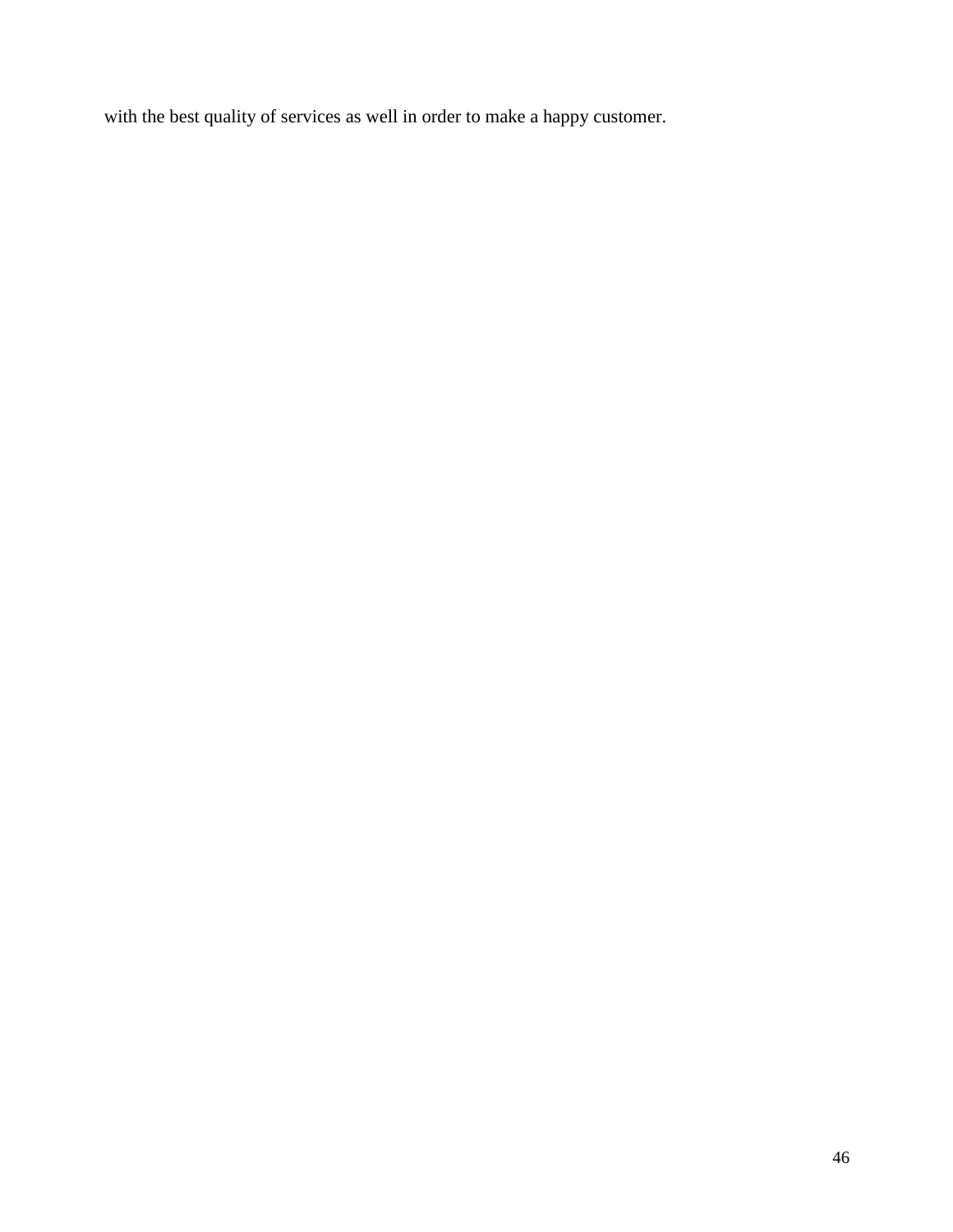with the best quality of services as well in order to make a happy customer.